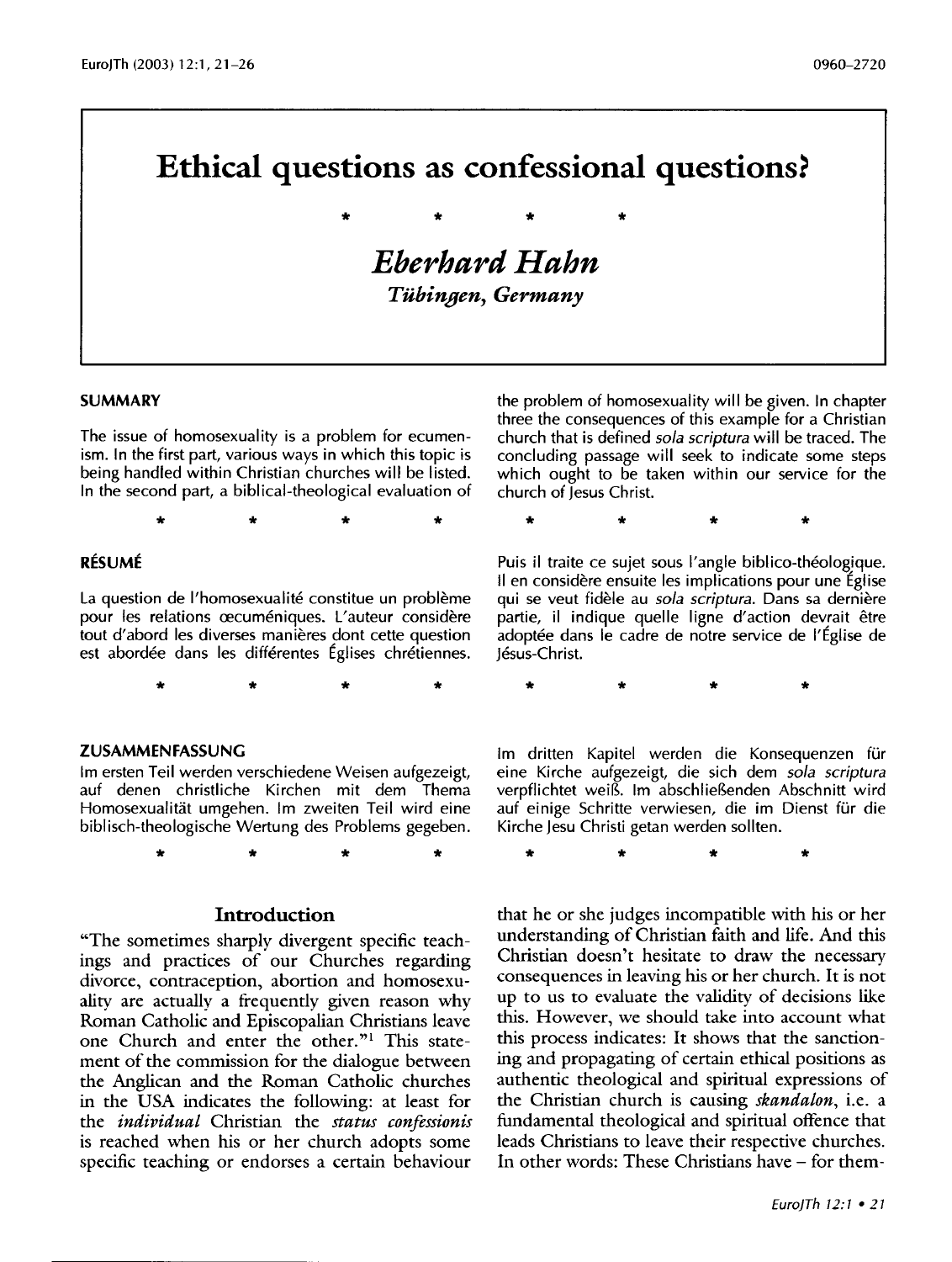# Ethical questions as confessional questions?

## *Eberhard Hahn*

*Tübingen, Germany*

**SUMMARY**

The issue of homosexuality is a problem for ecumenism. In the first part, various ways in which this topic is being handled within Christian churches will be listed. In the second part, a biblical-theological evaluation of the problem of homosexuality will be given. In chapter three the consequences of this example for a Christian church that is defined *sola scriptura* will be traced. The concluding passage will seek to indicate some steps which ought to be taken within our service for the church of Jesus Christ.

**RÉSUMÉ**

La question de l'homosexualité constitue un problème pour les relations œcuméniques. L'auteur considère tout d'abord les diverses manières dont cette question est abordée dans les différentes Églises chrétiennes. Puis il traite ce sujet sous l'angle biblico-théologique. Il en considère ensuite les implications pour une Église qui se veut fidèle au *sola scriptura*. Dans sa dernière partie, il indique quelle ligne d'action devrait être adoptée dans le cadre de notre service de l'Église de Jésus-Christ.

**ZUSAMMENFASSUNG**

Im ersten Teil werden verschiedene Weisen aufgezeigt, auf denen christliche Kirchen mit dem Thema Homosexualität umgehen. Im zweiten Teil wird eine biblisch-theologische Wertung des Problems gegeben. Im dritten Kapitel werden die Konsequenzen für eine Kirche aufgezeigt, die sich dem *sola scriptura* verpflichtet weiß. Im abschließenden Abschnitt wird auf einige Schritte verwiesen, die im Dienst für die Kirche Jesu Christi getan werden sollten.

## Introduction

"The sometimes sharply divergent specific teachings and practices of our Churches regarding divorce, contraception, abortion and homosexuality are actually a frequently given reason why Roman Catholic and Episcopalian Christians leave one Church and enter the other."[1] This statement of the commission for the dialogue between the Anglican and the Roman Catholic churches in the USA indicates the following: at least for the *individual* Christian the *status confessionis* is reached when his or her church adopts some specific teaching or endorses a certain behaviour that he or she judges incompatible with his or her understanding of Christian faith and life. And this Christian doesn't hesitate to draw the necessary consequences in leaving his or her church. It is not up to us to evaluate the validity of decisions like this. However, we should take into account what this process indicates: It shows that the sanctioning and propagating of certain ethical positions as authentic theological and spiritual expressions of the Christian church is causing *skandalon*, i.e. a fundamental theological and spiritual offence that leads Christians to leave their respective churches. In other words: These Christians have – for them-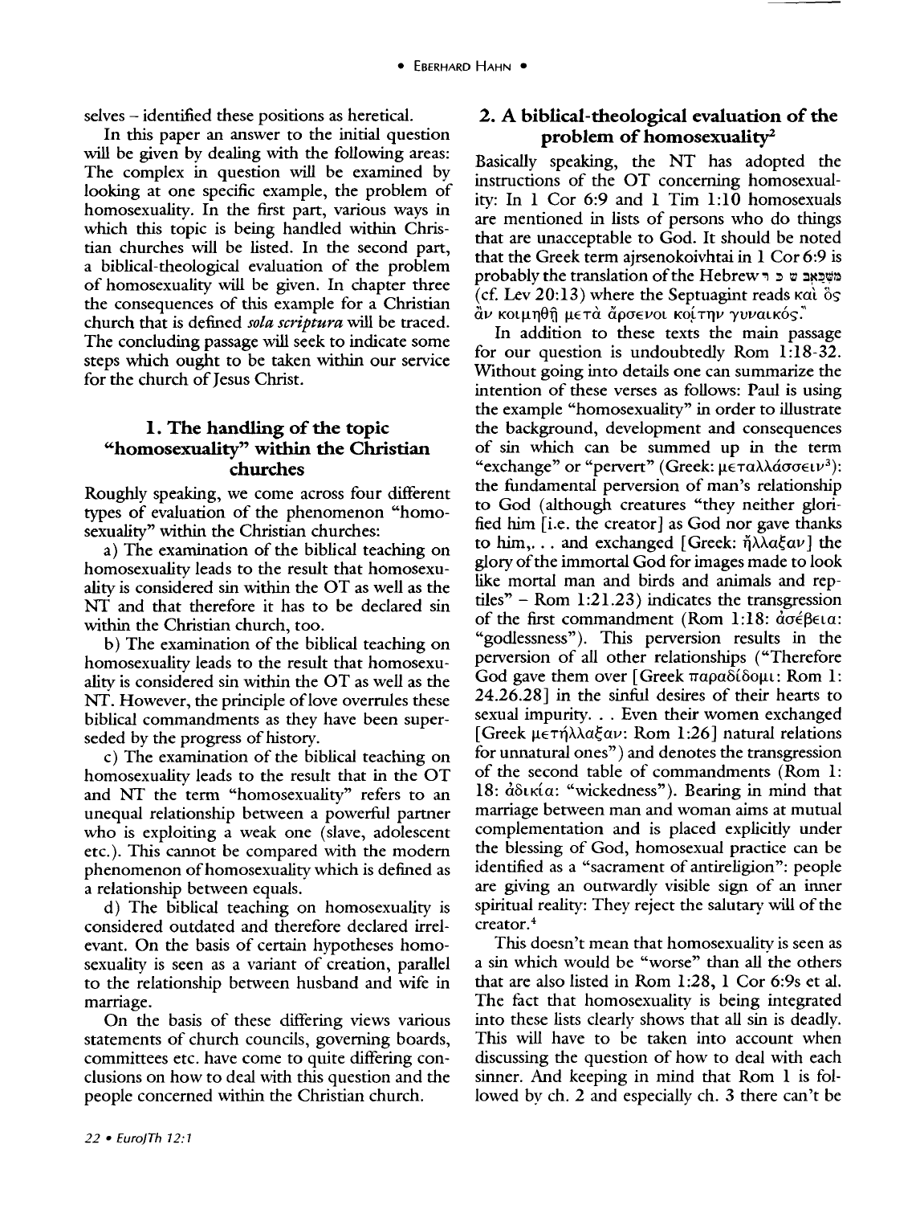selves – identified these positions as heretical.

In this paper an answer to the initial question will be given by dealing with the following areas: The complex in question will be examined by looking at one specific example, the problem of homosexuality. In the first part, various ways in which this topic is being handled within Christian churches will be listed. In the second part, a biblical-theological evaluation of the problem of homosexuality will be given. In chapter three the consequences of this example for a Christian church that is defined *sola scriptura* will be traced. The concluding passage will seek to indicate some steps which ought to be taken within our service for the church of Jesus Christ.

## 1. The handling of the topic "homosexuality" within the Christian churches

Roughly speaking, we come across four different types of evaluation of the phenomenon "homosexuality" within the Christian churches:

a) The examination of the biblical teaching on homosexuality leads to the result that homosexuality is considered sin within the OT as well as the NT and that therefore it has to be declared sin within the Christian church, too.

b) The examination of the biblical teaching on homosexuality leads to the result that homosexuality is considered sin within the OT as well as the NT. However, the principle of love overrules these biblical commandments as they have been superseded by the progress of history.

c) The examination of the biblical teaching on homosexuality leads to the result that in the OT and NT the term "homosexuality" refers to an unequal relationship between a powerful partner who is exploiting a weak one (slave, adolescent etc.). This cannot be compared with the modern phenomenon of homosexuality which is defined as a relationship between equals.

d) The biblical teaching on homosexuality is considered outdated and therefore declared irrelevant. On the basis of certain hypotheses homosexuality is seen as a variant of creation, parallel to the relationship between husband and wife in marriage.

On the basis of these differing views various statements of church councils, governing boards, committees etc. have come to quite differing conclusions on how to deal with this question and the people concerned within the Christian church.

## 2. A biblical-theological evaluation of the problem of homosexuality[2]

Basically speaking, the NT has adopted the instructions of the OT concerning homosexuality: In 1 Cor 6:9 and 1 Tim 1:10 homosexuals are mentioned in lists of persons who do things that are unacceptable to God. It should be noted that the Greek term ajrsenokoivhtai in 1 Cor 6:9 is probably the translation of the Hebrew מִשְׁכַּב ז כ ר (cf. Lev 20:13) where the Septuagint reads καὶ ὃς ἂν κοιμηθῇ μετὰ ἄρσενοι κοίτην γυναικός.

In addition to these texts the main passage for our question is undoubtedly Rom 1:18-32. Without going into details one can summarize the intention of these verses as follows: Paul is using the example "homosexuality" in order to illustrate the background, development and consequences of sin which can be summed up in the term "exchange" or "pervert" (Greek: μεταλλάσσειν[3]): the fundamental perversion of man's relationship to God (although creatures "they neither glorified him [i.e. the creator] as God nor gave thanks to him,. . . and exchanged [Greek: ἤλλαξαν] the glory of the immortal God for images made to look like mortal man and birds and animals and reptiles" – Rom 1:21.23) indicates the transgression of the first commandment (Rom 1:18: ἀσέβεια: "godlessness"). This perversion results in the perversion of all other relationships ("Therefore God gave them over [Greek παραδίδομι: Rom 1: 24.26.28] in the sinful desires of their hearts to sexual impurity. . . Even their women exchanged [Greek μετήλλαξαν: Rom 1:26] natural relations for unnatural ones") and denotes the transgression of the second table of commandments (Rom 1: 18: ἀδικία: "wickedness"). Bearing in mind that marriage between man and woman aims at mutual complementation and is placed explicitly under the blessing of God, homosexual practice can be identified as a "sacrament of antireligion": people are giving an outwardly visible sign of an inner spiritual reality: They reject the salutary will of the creator.[4]

This doesn't mean that homosexuality is seen as a sin which would be "worse" than all the others that are also listed in Rom 1:28, 1 Cor 6:9s et al. The fact that homosexuality is being integrated into these lists clearly shows that all sin is deadly. This will have to be taken into account when discussing the question of how to deal with each sinner. And keeping in mind that Rom 1 is followed by ch. 2 and especially ch. 3 there can't be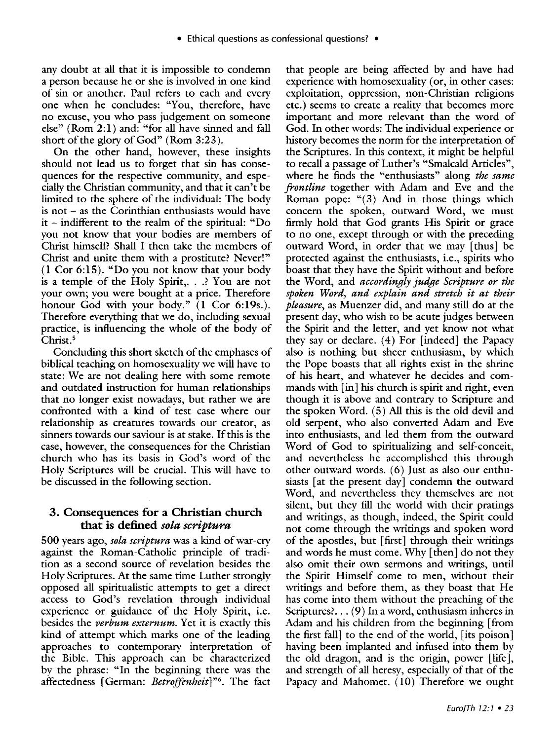any doubt at all that it is impossible to condemn a person because he or she is involved in one kind of sin or another. Paul refers to each and every one when he concludes: "You, therefore, have no excuse, you who pass judgement on someone else" (Rom 2:1) and: "for all have sinned and fall short of the glory of God" (Rom 3:23).

On the other hand, however, these insights should not lead us to forget that sin has consequences for the respective community, and especially the Christian community, and that it can't be limited to the sphere of the individual: The body is not – as the Corinthian enthusiasts would have it – indifferent to the realm of the spiritual: "Do you not know that your bodies are members of Christ himself? Shall I then take the members of Christ and unite them with a prostitute? Never!" (1 Cor 6:15). "Do you not know that your body is a temple of the Holy Spirit,. . .? You are not your own; you were bought at a price. Therefore honour God with your body." (1 Cor 6:19s.). Therefore everything that we do, including sexual practice, is influencing the whole of the body of Christ.[5]

Concluding this short sketch of the emphases of biblical teaching on homosexuality we will have to state: We are not dealing here with some remote and outdated instruction for human relationships that no longer exist nowadays, but rather we are confronted with a kind of test case where our relationship as creatures towards our creator, as sinners towards our saviour is at stake. If this is the case, however, the consequences for the Christian church who has its basis in God's word of the Holy Scriptures will be crucial. This will have to be discussed in the following section.

## 3. Consequences for a Christian church that is defined *sola scriptura*

500 years ago, *sola scriptura* was a kind of war-cry against the Roman-Catholic principle of tradition as a second source of revelation besides the Holy Scriptures. At the same time Luther strongly opposed all spiritualistic attempts to get a direct access to God's revelation through individual experience or guidance of the Holy Spirit, i.e. besides the *verbum externum*. Yet it is exactly this kind of attempt which marks one of the leading approaches to contemporary interpretation of the Bible. This approach can be characterized by the phrase: "In the beginning there was the affectedness [German: *Betroffenheit*]"[6]. The fact that people are being affected by and have had experience with homosexuality (or, in other cases: exploitation, oppression, non-Christian religions etc.) seems to create a reality that becomes more important and more relevant than the word of God. In other words: The individual experience or history becomes the norm for the interpretation of the Scriptures. In this context, it might be helpful to recall a passage of Luther's "Smalcald Articles", where he finds the "enthusiasts" along *the same frontline* together with Adam and Eve and the Roman pope: "(3) And in those things which concern the spoken, outward Word, we must firmly hold that God grants His Spirit or grace to no one, except through or with the preceding outward Word, in order that we may [thus] be protected against the enthusiasts, i.e., spirits who boast that they have the Spirit without and before the Word, and *accordingly judge Scripture or the spoken Word, and explain and stretch it at their pleasure*, as Muenzer did, and many still do at the present day, who wish to be acute judges between the Spirit and the letter, and yet know not what they say or declare. (4) For [indeed] the Papacy also is nothing but sheer enthusiasm, by which the Pope boasts that all rights exist in the shrine of his heart, and whatever he decides and commands with [in] his church is spirit and right, even though it is above and contrary to Scripture and the spoken Word. (5) All this is the old devil and old serpent, who also converted Adam and Eve into enthusiasts, and led them from the outward Word of God to spiritualizing and self-conceit, and nevertheless he accomplished this through other outward words. (6) Just as also our enthusiasts [at the present day] condemn the outward Word, and nevertheless they themselves are not silent, but they fill the world with their pratings and writings, as though, indeed, the Spirit could not come through the writings and spoken word of the apostles, but [first] through their writings and words he must come. Why [then] do not they also omit their own sermons and writings, until the Spirit Himself come to men, without their writings and before them, as they boast that He has come into them without the preaching of the Scriptures?... (9) In a word, enthusiasm inheres in Adam and his children from the beginning [from the first fall] to the end of the world, [its poison] having been implanted and infused into them by the old dragon, and is the origin, power [life], and strength of all heresy, especially of that of the Papacy and Mahomet. (10) Therefore we ought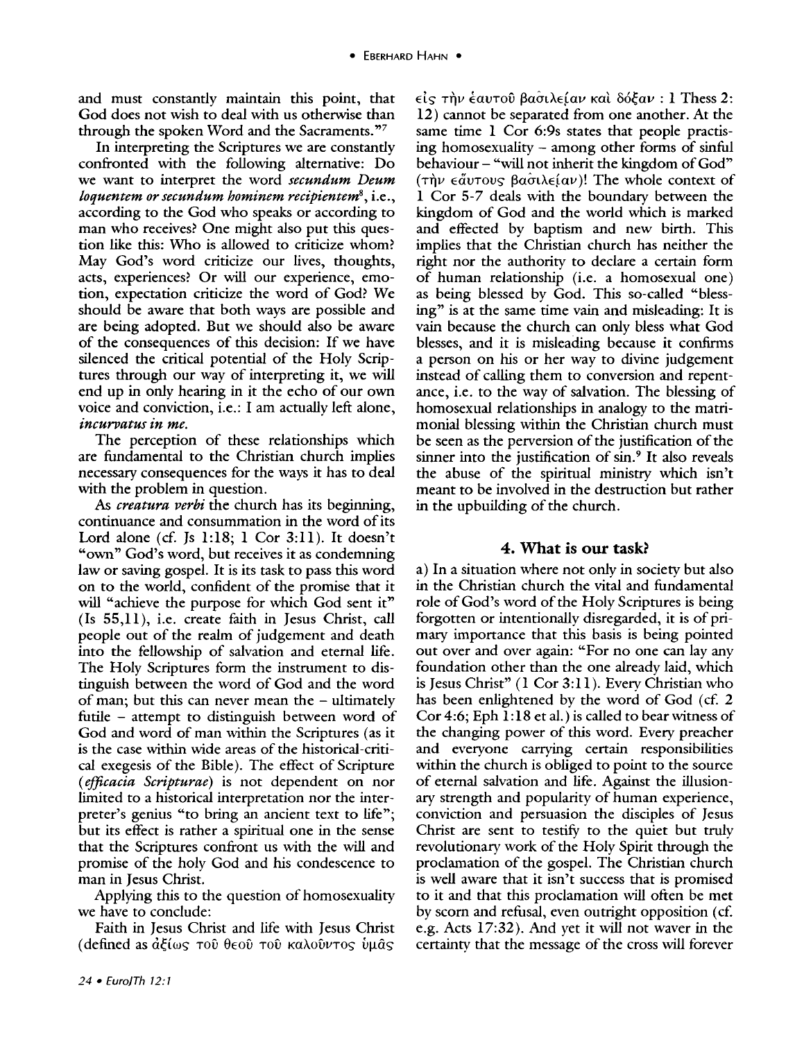and must constantly maintain this point, that God does not wish to deal with us otherwise than through the spoken Word and the Sacraments."[7]

In interpreting the Scriptures we are constantly confronted with the following alternative: Do we want to interpret the word *secundum Deum loquentem or secundum hominem recipientem*[8], i.e., according to the God who speaks or according to man who receives? One might also put this question like this: Who is allowed to criticize whom? May God's word criticize our lives, thoughts, acts, experiences? Or will our experience, emotion, expectation criticize the word of God? We should be aware that both ways are possible and are being adopted. But we should also be aware of the consequences of this decision: If we have silenced the critical potential of the Holy Scriptures through our way of interpreting it, we will end up in only hearing in it the echo of our own voice and conviction, i.e.: I am actually left alone, *incurvatus in me.*

The perception of these relationships which are fundamental to the Christian church implies necessary consequences for the ways it has to deal with the problem in question.

As *creatura verbi* the church has its beginning, continuance and consummation in the word of its Lord alone (cf. Js 1:18; 1 Cor 3:11). It doesn't "own" God's word, but receives it as condemning law or saving gospel. It is its task to pass this word on to the world, confident of the promise that it will "achieve the purpose for which God sent it" (Is 55,11), i.e. create faith in Jesus Christ, call people out of the realm of judgement and death into the fellowship of salvation and eternal life. The Holy Scriptures form the instrument to distinguish between the word of God and the word of man; but this can never mean the – ultimately futile – attempt to distinguish between word of God and word of man within the Scriptures (as it is the case within wide areas of the historical-critical exegesis of the Bible). The effect of Scripture (*efficacia Scripturae*) is not dependent on nor limited to a historical interpretation nor the interpreter's genius "to bring an ancient text to life"; but its effect is rather a spiritual one in the sense that the Scriptures confront us with the will and promise of the holy God and his condescence to man in Jesus Christ.

Applying this to the question of homosexuality we have to conclude:

Faith in Jesus Christ and life with Jesus Christ (defined as ἀξίως τοῦ θεοῦ τοῦ καλοῦντος ὑμᾶς εἰς τὴν ἑαυτοῦ βασιλείαν καὶ δόξαν : 1 Thess 2: 12) cannot be separated from one another. At the same time 1 Cor 6:9s states that people practising homosexuality – among other forms of sinful behaviour – "will not inherit the kingdom of God" (τὴν εάυτους βασιλείαν)! The whole context of 1 Cor 5-7 deals with the boundary between the kingdom of God and the world which is marked and effected by baptism and new birth. This implies that the Christian church has neither the right nor the authority to declare a certain form of human relationship (i.e. a homosexual one) as being blessed by God. This so-called "blessing" is at the same time vain and misleading: It is vain because the church can only bless what God blesses, and it is misleading because it confirms a person on his or her way to divine judgement instead of calling them to conversion and repentance, i.e. to the way of salvation. The blessing of homosexual relationships in analogy to the matrimonial blessing within the Christian church must be seen as the perversion of the justification of the sinner into the justification of sin.[9] It also reveals the abuse of the spiritual ministry which isn't meant to be involved in the destruction but rather in the upbuilding of the church.

## 4. What is our task?

a) In a situation where not only in society but also in the Christian church the vital and fundamental role of God's word of the Holy Scriptures is being forgotten or intentionally disregarded, it is of primary importance that this basis is being pointed out over and over again: "For no one can lay any foundation other than the one already laid, which is Jesus Christ" (1 Cor 3:11). Every Christian who has been enlightened by the word of God (cf. 2 Cor 4:6; Eph 1:18 et al.) is called to bear witness of the changing power of this word. Every preacher and everyone carrying certain responsibilities within the church is obliged to point to the source of eternal salvation and life. Against the illusionary strength and popularity of human experience, conviction and persuasion the disciples of Jesus Christ are sent to testify to the quiet but truly revolutionary work of the Holy Spirit through the proclamation of the gospel. The Christian church is well aware that it isn't success that is promised to it and that this proclamation will often be met by scorn and refusal, even outright opposition (cf. e.g. Acts 17:32). And yet it will not waver in the certainty that the message of the cross will forever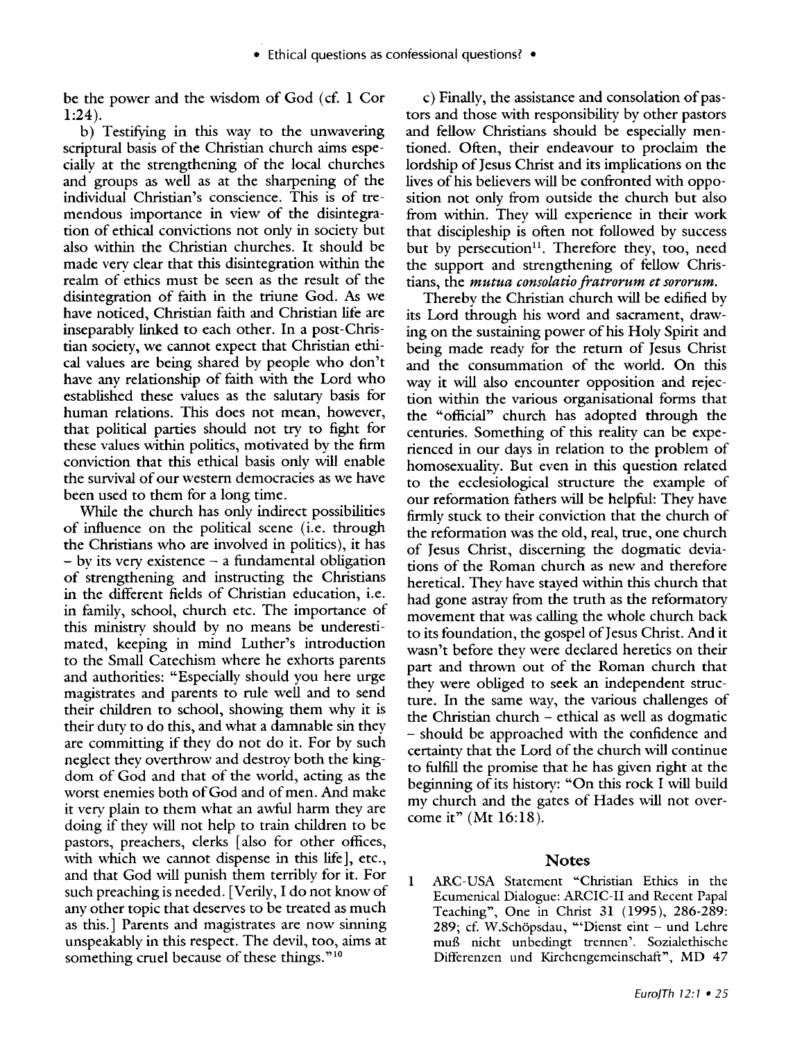be the power and the wisdom of God (cf. 1 Cor 1:24).

b) Testifying in this way to the unwavering scriptural basis of the Christian church aims especially at the strengthening of the local churches and groups as well as at the sharpening of the individual Christian's conscience. This is of tremendous importance in view of the disintegration of ethical convictions not only in society but also within the Christian churches. It should be made very clear that this disintegration within the realm of ethics must be seen as the result of the disintegration of faith in the triune God. As we have noticed, Christian faith and Christian life are inseparably linked to each other. In a post-Christian society, we cannot expect that Christian ethical values are being shared by people who don't have any relationship of faith with the Lord who established these values as the salutary basis for human relations. This does not mean, however, that political parties should not try to fight for these values within politics, motivated by the firm conviction that this ethical basis only will enable the survival of our western democracies as we have been used to them for a long time.

While the church has only indirect possibilities of influence on the political scene (i.e. through the Christians who are involved in politics), it has – by its very existence – a fundamental obligation of strengthening and instructing the Christians in the different fields of Christian education, i.e. in family, school, church etc. The importance of this ministry should by no means be underestimated, keeping in mind Luther's introduction to the Small Catechism where he exhorts parents and authorities: "Especially should you here urge magistrates and parents to rule well and to send their children to school, showing them why it is their duty to do this, and what a damnable sin they are committing if they do not do it. For by such neglect they overthrow and destroy both the kingdom of God and that of the world, acting as the worst enemies both of God and of men. And make it very plain to them what an awful harm they are doing if they will not help to train children to be pastors, preachers, clerks [also for other offices, with which we cannot dispense in this life], etc., and that God will punish them terribly for it. For such preaching is needed. [Verily, I do not know of any other topic that deserves to be treated as much as this.] Parents and magistrates are now sinning unspeakably in this respect. The devil, too, aims at something cruel because of these things."[10]

c) Finally, the assistance and consolation of pastors and those with responsibility by other pastors and fellow Christians should be especially mentioned. Often, their endeavour to proclaim the lordship of Jesus Christ and its implications on the lives of his believers will be confronted with opposition not only from outside the church but also from within. They will experience in their work that discipleship is often not followed by success but by persecution[11]. Therefore they, too, need the support and strengthening of fellow Christians, the *mutua consolatio fratrorum et sororum.*

Thereby the Christian church will be edified by its Lord through his word and sacrament, drawing on the sustaining power of his Holy Spirit and being made ready for the return of Jesus Christ and the consummation of the world. On this way it will also encounter opposition and rejection within the various organisational forms that the "official" church has adopted through the centuries. Something of this reality can be experienced in our days in relation to the problem of homosexuality. But even in this question related to the ecclesiological structure the example of our reformation fathers will be helpful: They have firmly stuck to their conviction that the church of the reformation was the old, real, true, one church of Jesus Christ, discerning the dogmatic deviations of the Roman church as new and therefore heretical. They have stayed within this church that had gone astray from the truth as the reformatory movement that was calling the whole church back to its foundation, the gospel of Jesus Christ. And it wasn't before they were declared heretics on their part and thrown out of the Roman church that they were obliged to seek an independent structure. In the same way, the various challenges of the Christian church – ethical as well as dogmatic – should be approached with the confidence and certainty that the Lord of the church will continue to fulfill the promise that he has given right at the beginning of its history: "On this rock I will build my church and the gates of Hades will not overcome it" (Mt 16:18).

## Notes

1 ARC-USA Statement "Christian Ethics in the Ecumenical Dialogue: ARCIC-II and Recent Papal Teaching", One in Christ 31 (1995), 286-289: 289; cf. W.Schöpsdau, "'Dienst eint – und Lehre muß nicht unbedingt trennen'. Sozialethische Differenzen und Kirchengemeinschaft", MD 47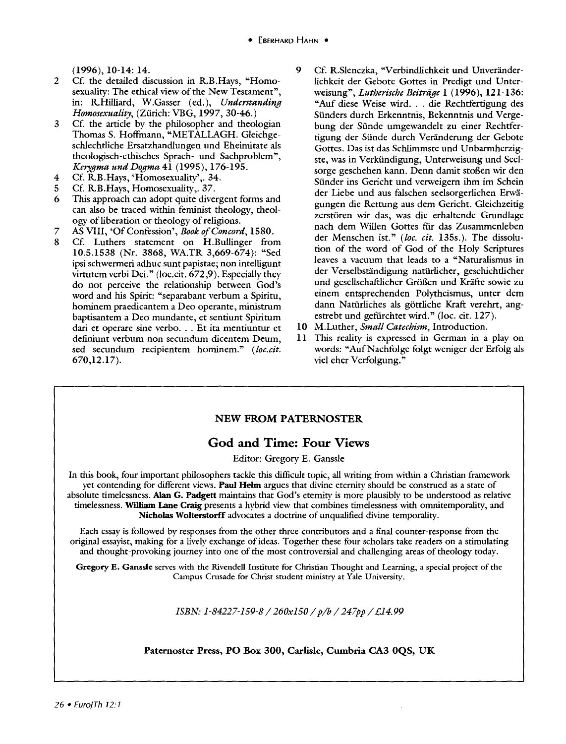(1996), 10-14: 14.

2 Cf. the detailed discussion in R.B.Hays, "Homosexuality: The ethical view of the New Testament", in: R.Hilliard, W.Gasser (ed.), *Understanding Homosexuality*, (Zürich: VBG, 1997, 30-46.)

3 Cf. the article by the philosopher and theologian Thomas S. Hoffmann, "METALLAGH. Gleichgeschlechtliche Ersatzhandlungen und Eheimitate als theologisch-ethisches Sprach- und Sachproblem", *Kerygma und Dogma* 41 (1995), 176-195.

4 Cf. R.B.Hays, 'Homosexuality',. 34.

5 Cf. R.B.Hays, Homosexuality,. 37.

6 This approach can adopt quite divergent forms and can also be traced within feminist theology, theology of liberation or theology of religions.

7 AS VIII, 'Of Confession', *Book of Concord*, 1580.

8 Cf. Luthers statement on H.Bullinger from 10.5.1538 (Nr. 3868, WA.TR 3,669-674): "Sed ipsi schwermeri adhuc sunt papistae; non intelligunt virtutem verbi Dei." (loc.cit. 672,9). Especially they do not perceive the relationship between God's word and his Spirit: "separabant verbum a Spiritu, hominem praedicantem a Deo operante, ministrum baptisantem a Deo mundante, et sentiunt Spiritum dari et operare sine verbo. . . Et ita mentiuntur et definiunt verbum non secundum dicentem Deum, sed secundum recipientem hominem." (*loc.cit.* 670,12.17).

9 Cf. R.Slenczka, "Verbindlichkeit und Unveränderlichkeit der Gebote Gottes in Predigt und Unterweisung", *Lutherische Beiträge* 1 (1996), 121-136: "Auf diese Weise wird. . . die Rechtfertigung des Sünders durch Erkenntnis, Bekenntnis und Vergebung der Sünde umgewandelt zu einer Rechtfertigung der Sünde durch Veränderung der Gebote Gottes. Das ist das Schlimmste und Unbarmherzigste, was in Verkündigung, Unterweisung und Seelsorge geschehen kann. Denn damit stoßen wir den Sünder ins Gericht und verweigern ihm im Schein der Liebe und aus falschen seelsorgerlichen Erwägungen die Rettung aus dem Gericht. Gleichzeitig zerstören wir das, was die erhaltende Grundlage nach dem Willen Gottes für das Zusammenleben der Menschen ist." (*loc. cit.* 135s.). The dissolution of the word of God of the Holy Scriptures leaves a vacuum that leads to a "Naturalismus in der Verselbständigung natürlicher, geschichtlicher und gesellschaftlicher Größen und Kräfte sowie zu einem entsprechenden Polytheismus, unter dem dann Natürliches als göttliche Kraft verehrt, angestrebt und gefürchtet wird." (loc. cit. 127).

10 M.Luther, *Small Catechism*, Introduction.

11 This reality is expressed in German in a play on words: "Auf Nachfolge folgt weniger der Erfolg als viel eher Verfolgung."

---

**NEW FROM PATERNOSTER**

## God and Time: Four Views

Editor: Gregory E. Ganssle

In this book, four important philosophers tackle this difficult topic, all writing from within a Christian framework yet contending for different views. **Paul Helm** argues that divine eternity should be construed as a state of absolute timelessness. **Alan G. Padgett** maintains that God's eternity is more plausibly to be understood as relative timelessness. **William Lane Craig** presents a hybrid view that combines timelessness with omnitemporality, and **Nicholas Wolterstorff** advocates a doctrine of unqualified divine temporality.

Each essay is followed by responses from the other three contributors and a final counter-response from the original essayist, making for a lively exchange of ideas. Together these four scholars take readers on a stimulating and thought-provoking journey into one of the most controversial and challenging areas of theology today.

**Gregory E. Ganssle** serves with the Rivendell Institute for Christian Thought and Learning, a special project of the Campus Crusade for Christ student ministry at Yale University.

*ISBN: 1-84227-159-8 / 260x150 / p/b / 247pp / £14.99*

**Paternoster Press, PO Box 300, Carlisle, Cumbria CA3 0QS, UK**